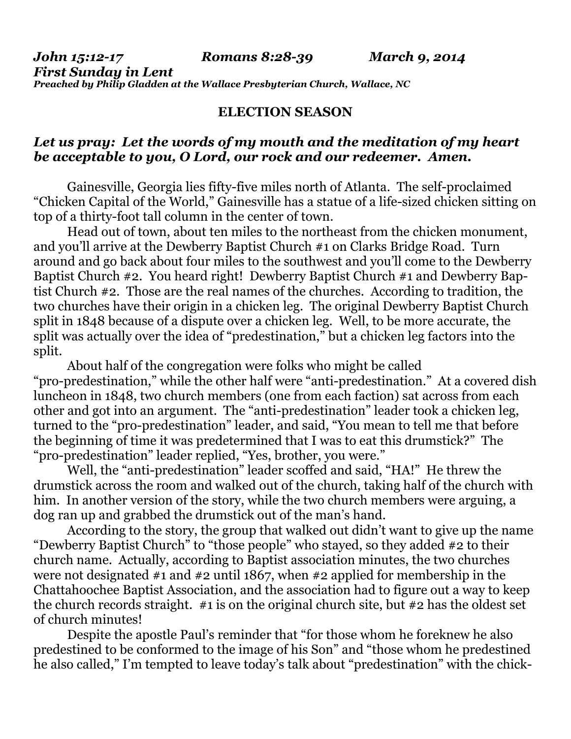***John 15:12-17 Romans 8:28-39 March 9, 2014***
***First Sunday in Lent***
***Preached by Philip Gladden at the Wallace Presbyterian Church, Wallace, NC***

## ELECTION SEASON

***Let us pray: Let the words of my mouth and the meditation of my heart be acceptable to you, O Lord, our rock and our redeemer. Amen.***

Gainesville, Georgia lies fifty-five miles north of Atlanta. The self-proclaimed "Chicken Capital of the World," Gainesville has a statue of a life-sized chicken sitting on top of a thirty-foot tall column in the center of town.

Head out of town, about ten miles to the northeast from the chicken monument, and you'll arrive at the Dewberry Baptist Church #1 on Clarks Bridge Road. Turn around and go back about four miles to the southwest and you'll come to the Dewberry Baptist Church #2. You heard right! Dewberry Baptist Church #1 and Dewberry Baptist Church #2. Those are the real names of the churches. According to tradition, the two churches have their origin in a chicken leg. The original Dewberry Baptist Church split in 1848 because of a dispute over a chicken leg. Well, to be more accurate, the split was actually over the idea of "predestination," but a chicken leg factors into the split.

About half of the congregation were folks who might be called "pro-predestination," while the other half were "anti-predestination." At a covered dish luncheon in 1848, two church members (one from each faction) sat across from each other and got into an argument. The "anti-predestination" leader took a chicken leg, turned to the "pro-predestination" leader, and said, "You mean to tell me that before the beginning of time it was predetermined that I was to eat this drumstick?" The "pro-predestination" leader replied, "Yes, brother, you were."

Well, the "anti-predestination" leader scoffed and said, "HA!" He threw the drumstick across the room and walked out of the church, taking half of the church with him. In another version of the story, while the two church members were arguing, a dog ran up and grabbed the drumstick out of the man's hand.

According to the story, the group that walked out didn't want to give up the name "Dewberry Baptist Church" to "those people" who stayed, so they added #2 to their church name. Actually, according to Baptist association minutes, the two churches were not designated #1 and #2 until 1867, when #2 applied for membership in the Chattahoochee Baptist Association, and the association had to figure out a way to keep the church records straight. #1 is on the original church site, but #2 has the oldest set of church minutes!

Despite the apostle Paul's reminder that "for those whom he foreknew he also predestined to be conformed to the image of his Son" and "those whom he predestined he also called," I'm tempted to leave today's talk about "predestination" with the chick-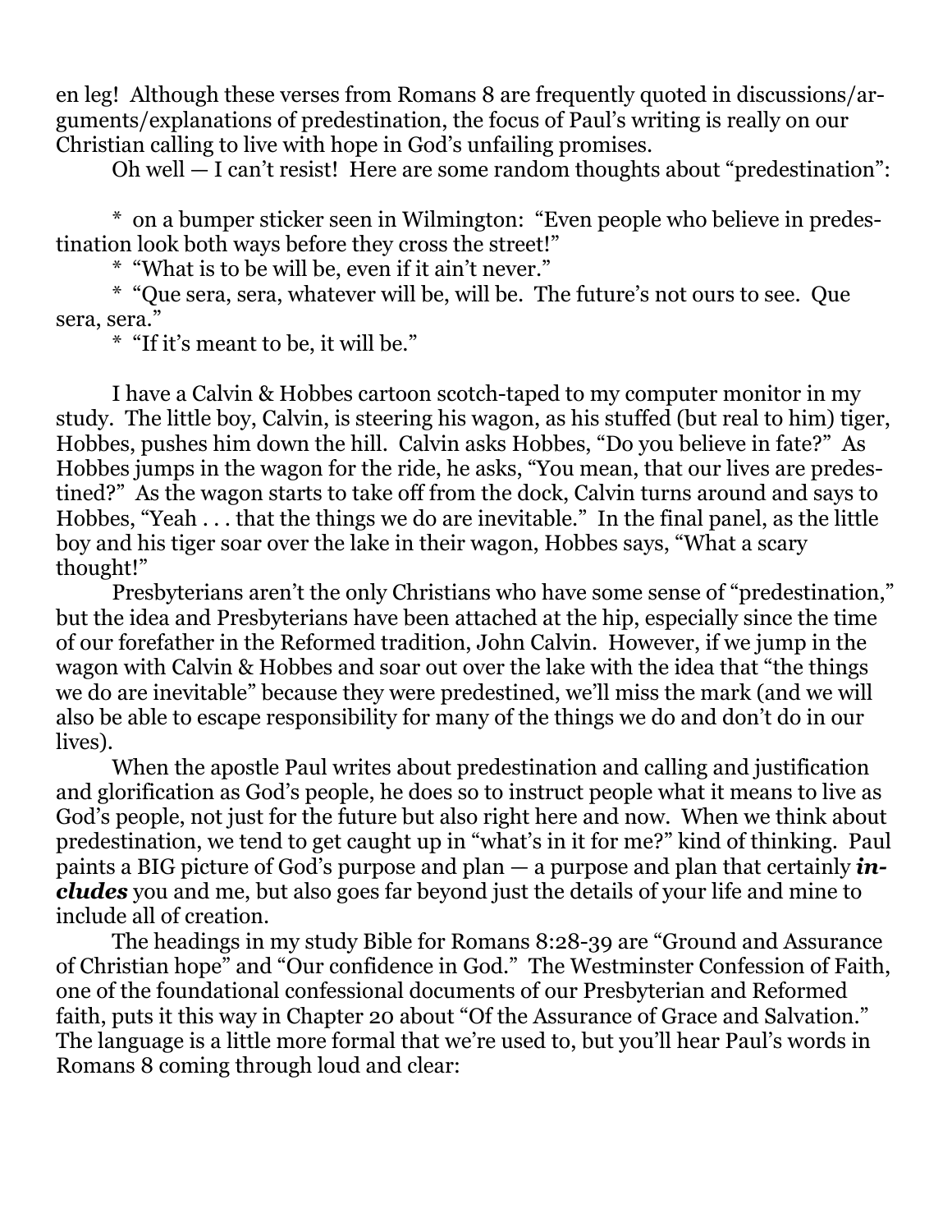en leg! Although these verses from Romans 8 are frequently quoted in discussions/arguments/explanations of predestination, the focus of Paul's writing is really on our Christian calling to live with hope in God's unfailing promises.

Oh well — I can't resist! Here are some random thoughts about "predestination":

* on a bumper sticker seen in Wilmington: "Even people who believe in predestination look both ways before they cross the street!"
* "What is to be will be, even if it ain't never."
* "Que sera, sera, whatever will be, will be. The future's not ours to see. Que sera, sera."
* "If it's meant to be, it will be."

I have a Calvin & Hobbes cartoon scotch-taped to my computer monitor in my study. The little boy, Calvin, is steering his wagon, as his stuffed (but real to him) tiger, Hobbes, pushes him down the hill. Calvin asks Hobbes, "Do you believe in fate?" As Hobbes jumps in the wagon for the ride, he asks, "You mean, that our lives are predestined?" As the wagon starts to take off from the dock, Calvin turns around and says to Hobbes, "Yeah . . . that the things we do are inevitable." In the final panel, as the little boy and his tiger soar over the lake in their wagon, Hobbes says, "What a scary thought!"

Presbyterians aren't the only Christians who have some sense of "predestination," but the idea and Presbyterians have been attached at the hip, especially since the time of our forefather in the Reformed tradition, John Calvin. However, if we jump in the wagon with Calvin & Hobbes and soar out over the lake with the idea that "the things we do are inevitable" because they were predestined, we'll miss the mark (and we will also be able to escape responsibility for many of the things we do and don't do in our lives).

When the apostle Paul writes about predestination and calling and justification and glorification as God's people, he does so to instruct people what it means to live as God's people, not just for the future but also right here and now. When we think about predestination, we tend to get caught up in "what's in it for me?" kind of thinking. Paul paints a BIG picture of God's purpose and plan — a purpose and plan that certainly ***includes*** you and me, but also goes far beyond just the details of your life and mine to include all of creation.

The headings in my study Bible for Romans 8:28-39 are "Ground and Assurance of Christian hope" and "Our confidence in God." The Westminster Confession of Faith, one of the foundational confessional documents of our Presbyterian and Reformed faith, puts it this way in Chapter 20 about "Of the Assurance of Grace and Salvation." The language is a little more formal that we're used to, but you'll hear Paul's words in Romans 8 coming through loud and clear: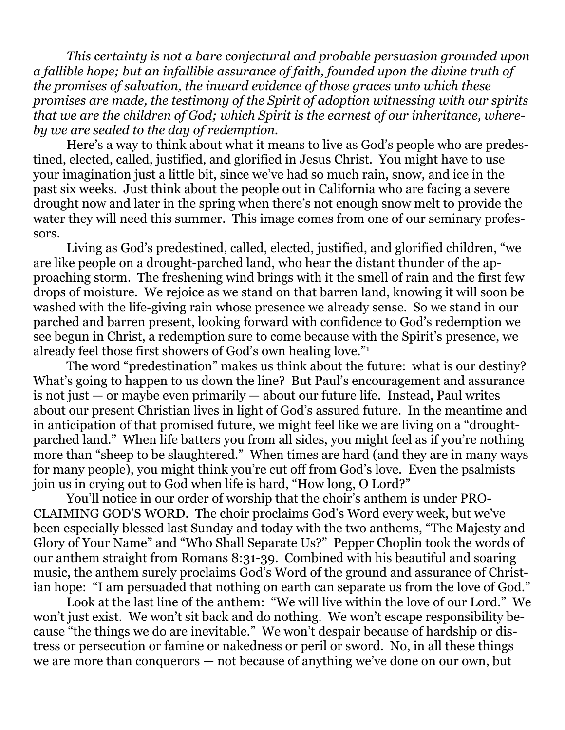*This certainty is not a bare conjectural and probable persuasion grounded upon a fallible hope; but an infallible assurance of faith, founded upon the divine truth of the promises of salvation, the inward evidence of those graces unto which these promises are made, the testimony of the Spirit of adoption witnessing with our spirits that we are the children of God; which Spirit is the earnest of our inheritance, whereby we are sealed to the day of redemption.*

Here's a way to think about what it means to live as God's people who are predestined, elected, called, justified, and glorified in Jesus Christ. You might have to use your imagination just a little bit, since we've had so much rain, snow, and ice in the past six weeks. Just think about the people out in California who are facing a severe drought now and later in the spring when there's not enough snow melt to provide the water they will need this summer. This image comes from one of our seminary professors.

Living as God's predestined, called, elected, justified, and glorified children, "we are like people on a drought-parched land, who hear the distant thunder of the approaching storm. The freshening wind brings with it the smell of rain and the first few drops of moisture. We rejoice as we stand on that barren land, knowing it will soon be washed with the life-giving rain whose presence we already sense. So we stand in our parched and barren present, looking forward with confidence to God's redemption we see begun in Christ, a redemption sure to come because with the Spirit's presence, we already feel those first showers of God's own healing love."[1]

The word "predestination" makes us think about the future: what is our destiny? What's going to happen to us down the line? But Paul's encouragement and assurance is not just — or maybe even primarily — about our future life. Instead, Paul writes about our present Christian lives in light of God's assured future. In the meantime and in anticipation of that promised future, we might feel like we are living on a "drought-parched land." When life batters you from all sides, you might feel as if you're nothing more than "sheep to be slaughtered." When times are hard (and they are in many ways for many people), you might think you're cut off from God's love. Even the psalmists join us in crying out to God when life is hard, "How long, O Lord?"

You'll notice in our order of worship that the choir's anthem is under PROCLAIMING GOD'S WORD. The choir proclaims God's Word every week, but we've been especially blessed last Sunday and today with the two anthems, "The Majesty and Glory of Your Name" and "Who Shall Separate Us?" Pepper Choplin took the words of our anthem straight from Romans 8:31-39. Combined with his beautiful and soaring music, the anthem surely proclaims God's Word of the ground and assurance of Christian hope: "I am persuaded that nothing on earth can separate us from the love of God."

Look at the last line of the anthem: "We will live within the love of our Lord." We won't just exist. We won't sit back and do nothing. We won't escape responsibility because "the things we do are inevitable." We won't despair because of hardship or distress or persecution or famine or nakedness or peril or sword. No, in all these things we are more than conquerors — not because of anything we've done on our own, but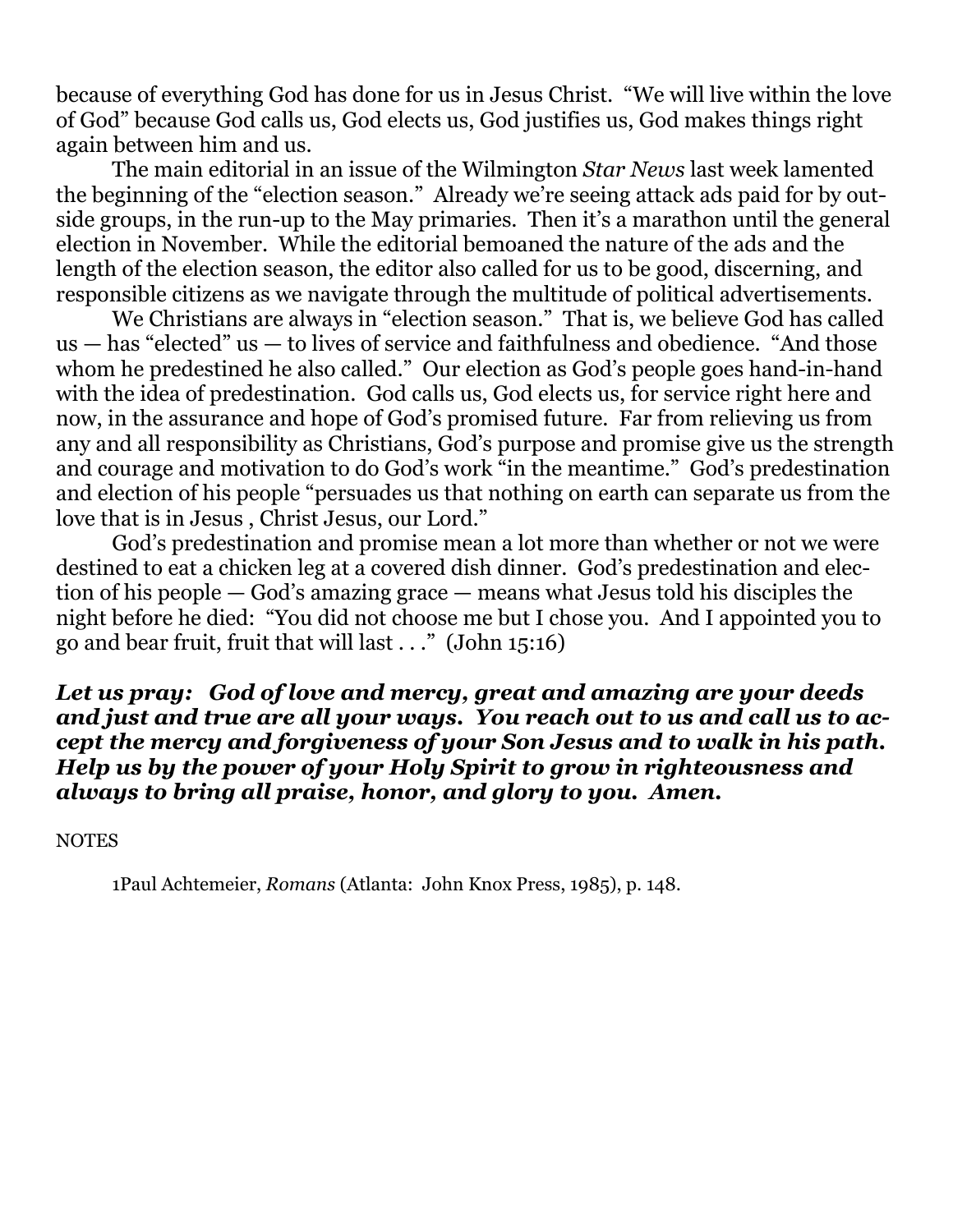because of everything God has done for us in Jesus Christ. "We will live within the love of God" because God calls us, God elects us, God justifies us, God makes things right again between him and us.

The main editorial in an issue of the Wilmington *Star News* last week lamented the beginning of the "election season." Already we're seeing attack ads paid for by outside groups, in the run-up to the May primaries. Then it's a marathon until the general election in November. While the editorial bemoaned the nature of the ads and the length of the election season, the editor also called for us to be good, discerning, and responsible citizens as we navigate through the multitude of political advertisements.

We Christians are always in "election season." That is, we believe God has called us — has "elected" us — to lives of service and faithfulness and obedience. "And those whom he predestined he also called." Our election as God's people goes hand-in-hand with the idea of predestination. God calls us, God elects us, for service right here and now, in the assurance and hope of God's promised future. Far from relieving us from any and all responsibility as Christians, God's purpose and promise give us the strength and courage and motivation to do God's work "in the meantime." God's predestination and election of his people "persuades us that nothing on earth can separate us from the love that is in Jesus , Christ Jesus, our Lord."

God's predestination and promise mean a lot more than whether or not we were destined to eat a chicken leg at a covered dish dinner. God's predestination and election of his people — God's amazing grace — means what Jesus told his disciples the night before he died: "You did not choose me but I chose you. And I appointed you to go and bear fruit, fruit that will last . . ." (John 15:16)

***Let us pray: God of love and mercy, great and amazing are your deeds and just and true are all your ways. You reach out to us and call us to accept the mercy and forgiveness of your Son Jesus and to walk in his path. Help us by the power of your Holy Spirit to grow in righteousness and always to bring all praise, honor, and glory to you. Amen.***

NOTES

[1]Paul Achtemeier, *Romans* (Atlanta: John Knox Press, 1985), p. 148.